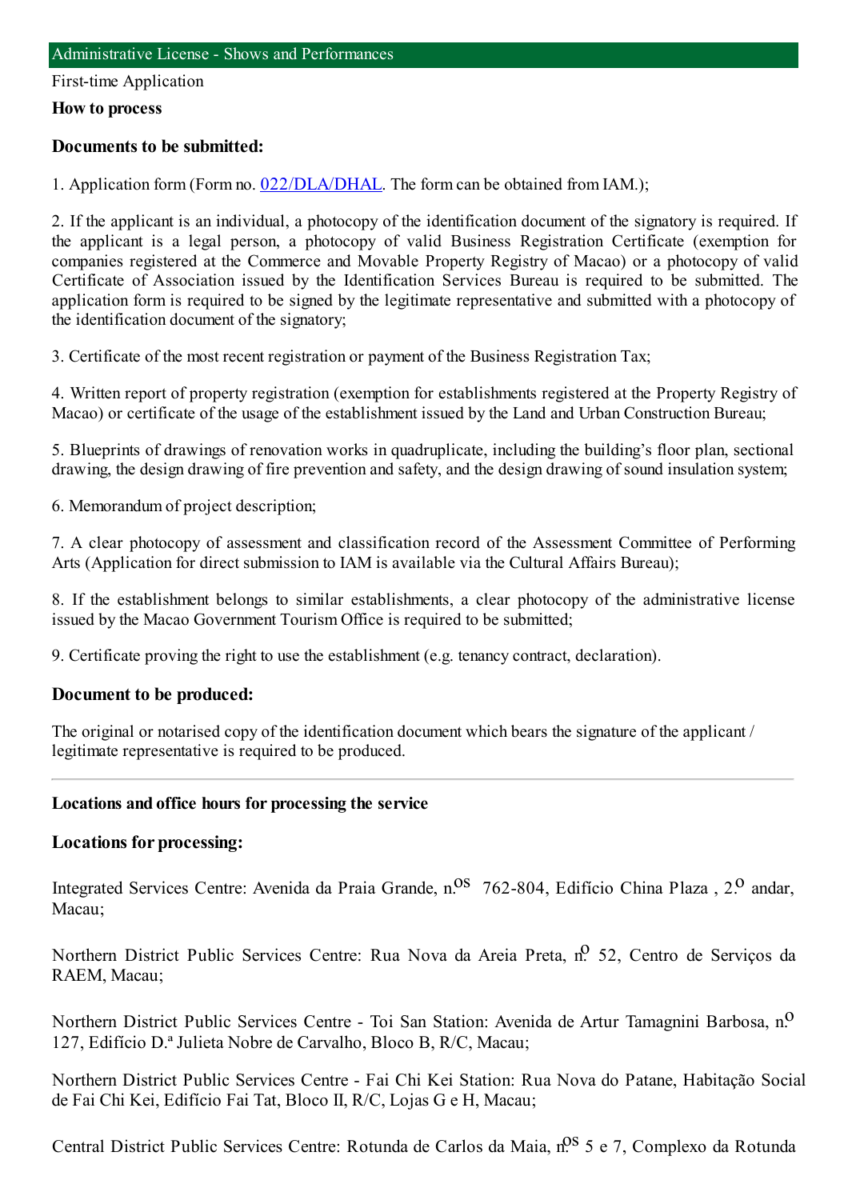## Administrative License - Shows and Performances

First-time Application

**How to process**

### Documents to be submitted:

1. Application form (Form no. 022/DLA/DHAL. The form can be obtained from IAM.);

2. If the applicant is an individual, a photocopy of the identification document of the signatory is required. If the applicant is a legal person, a photocopy of valid Business Registration Certificate (exemption for companies registered at the Commerce and Movable Property Registry of Macao) or a photocopy of valid Certificate of Association issued by the Identification Services Bureau is required to be submitted. The application form is required to be signed by the legitimate representative and submitted with a photocopy of the identification document of the signatory;

3. Certificate of the most recent registration or payment of the Business Registration Tax;

4. Written report of property registration (exemption for establishments registered at the Property Registry of Macao) or certificate of the usage of the establishment issued by the Land and Urban Construction Bureau;

5. Blueprints of drawings of renovation works in quadruplicate, including the building's floor plan, sectional drawing, the design drawing of fire prevention and safety, and the design drawing of sound insulation system;

6. Memorandum of project description;

7. A clear photocopy of assessment and classification record of the Assessment Committee of Performing Arts (Application for direct submission to IAM is available via the Cultural Affairs Bureau);

8. If the establishment belongs to similar establishments, a clear photocopy of the administrative license issued by the Macao Government Tourism Office is required to be submitted;

9. Certificate proving the right to use the establishment (e.g. tenancy contract, declaration).

### Document to be produced:

The original or notarised copy of the identification document which bears the signature of the applicant / legitimate representative is required to be produced.

---

**Locations and office hours for processing the service**

### Locations for processing:

Integrated Services Centre: Avenida da Praia Grande, n.os 762-804, Edifício China Plaza , 2.o andar, Macau;

Northern District Public Services Centre: Rua Nova da Areia Preta, n.o 52, Centro de Serviços da RAEM, Macau;

Northern District Public Services Centre - Toi San Station: Avenida de Artur Tamagnini Barbosa, n.o 127, Edifício D.ª Julieta Nobre de Carvalho, Bloco B, R/C, Macau;

Northern District Public Services Centre - Fai Chi Kei Station: Rua Nova do Patane, Habitação Social de Fai Chi Kei, Edifício Fai Tat, Bloco II, R/C, Lojas G e H, Macau;

Central District Public Services Centre: Rotunda de Carlos da Maia, n.os 5 e 7, Complexo da Rotunda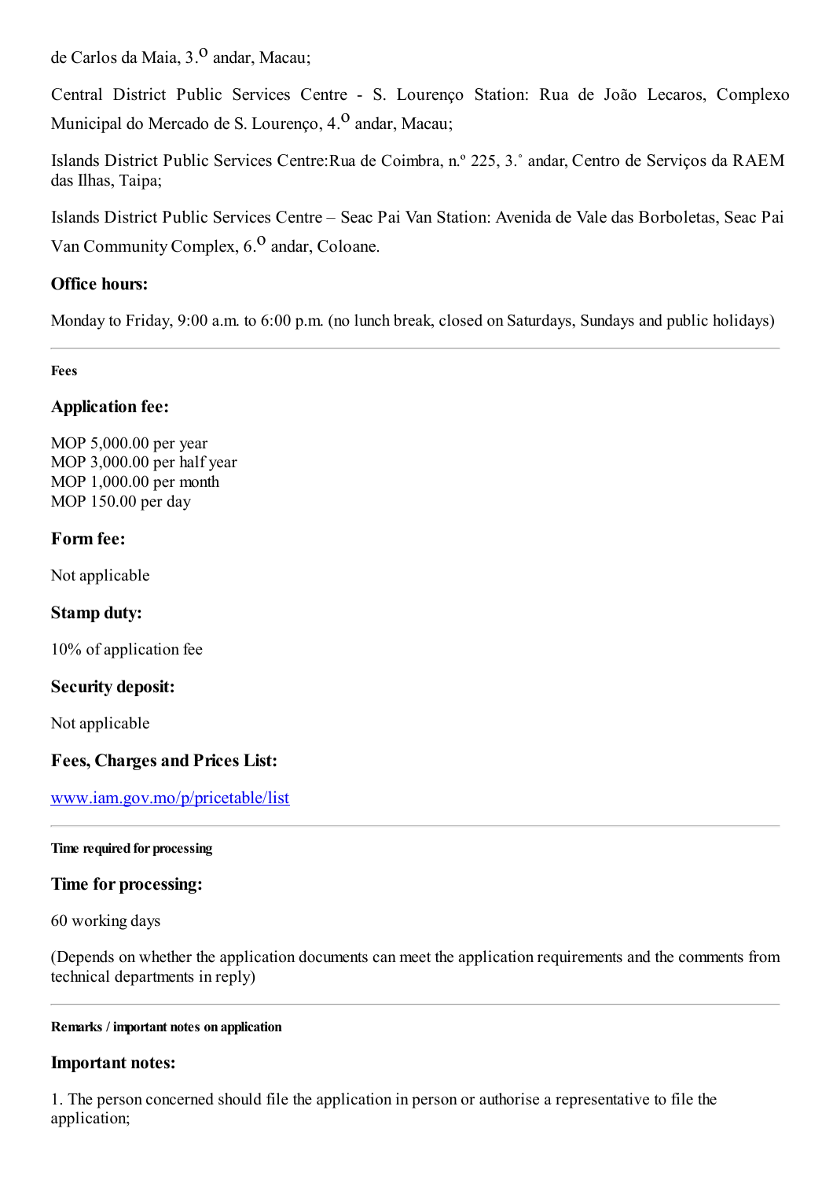de Carlos da Maia, 3.º andar, Macau;

Central District Public Services Centre - S. Lourenço Station: Rua de João Lecaros, Complexo Municipal do Mercado de S. Lourenço, 4.º andar, Macau;

Islands District Public Services Centre:Rua de Coimbra, n.º 225, 3.˚ andar, Centro de Serviços da RAEM das Ilhas, Taipa;

Islands District Public Services Centre – Seac Pai Van Station: Avenida de Vale das Borboletas, Seac Pai Van Community Complex, 6.º andar, Coloane.

### Office hours:

Monday to Friday, 9:00 a.m. to 6:00 p.m. (no lunch break, closed on Saturdays, Sundays and public holidays)

---

#### Fees

### Application fee:

MOP 5,000.00 per year
MOP 3,000.00 per half year
MOP 1,000.00 per month
MOP 150.00 per day

### Form fee:

Not applicable

### Stamp duty:

10% of application fee

### Security deposit:

Not applicable

### Fees, Charges and Prices List:

[www.iam.gov.mo/p/pricetable/list](www.iam.gov.mo/p/pricetable/list)

---

#### Time required for processing

### Time for processing:

60 working days

(Depends on whether the application documents can meet the application requirements and the comments from technical departments in reply)

---

#### Remarks / important notes on application

### Important notes:

1. The person concerned should file the application in person or authorise a representative to file the application;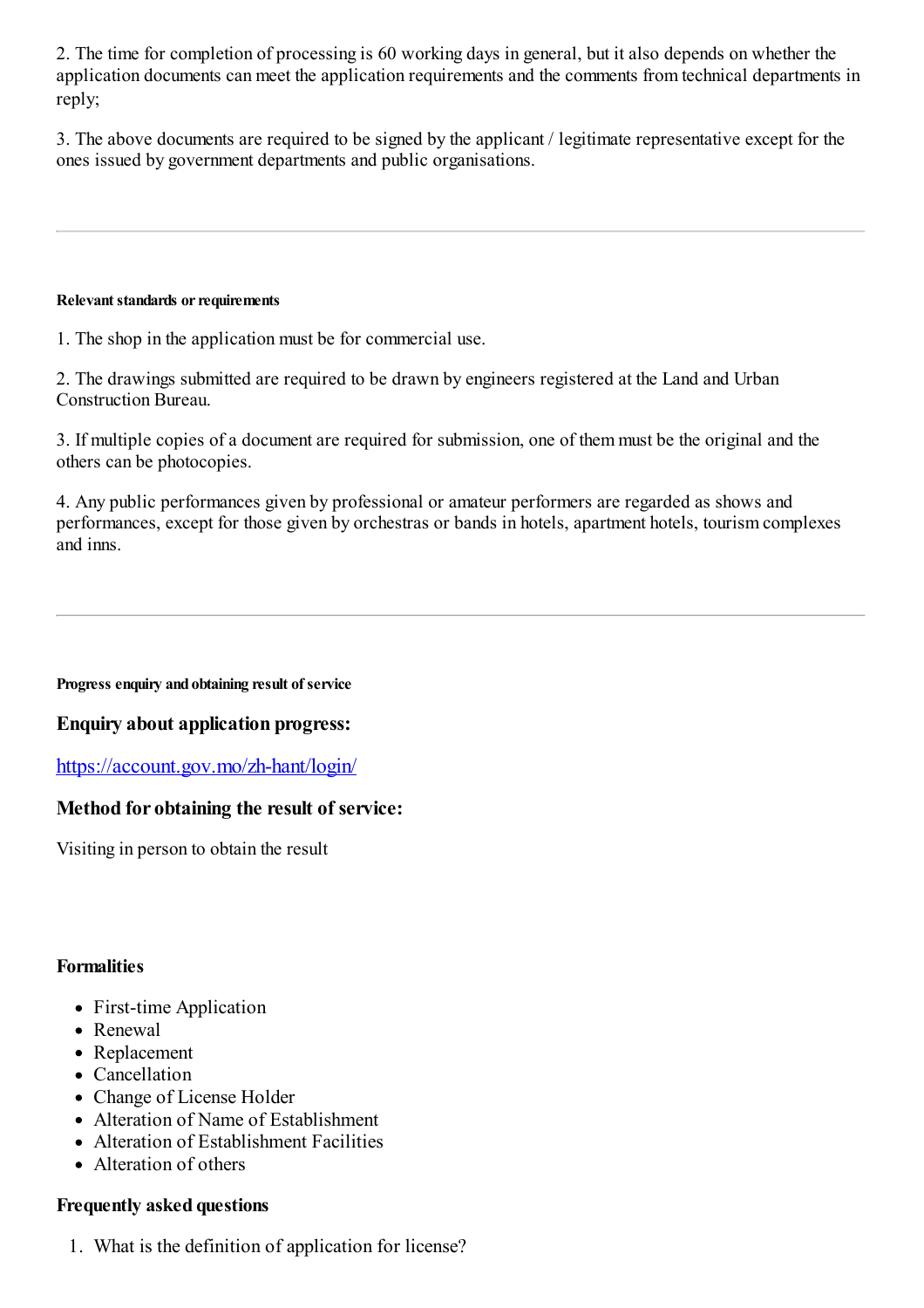2. The time for completion of processing is 60 working days in general, but it also depends on whether the application documents can meet the application requirements and the comments from technical departments in reply;

3. The above documents are required to be signed by the applicant / legitimate representative except for the ones issued by government departments and public organisations.

---

##### Relevant standards or requirements

1. The shop in the application must be for commercial use.

2. The drawings submitted are required to be drawn by engineers registered at the Land and Urban Construction Bureau.

3. If multiple copies of a document are required for submission, one of them must be the original and the others can be photocopies.

4. Any public performances given by professional or amateur performers are regarded as shows and performances, except for those given by orchestras or bands in hotels, apartment hotels, tourism complexes and inns.

---

##### Progress enquiry and obtaining result of service

### Enquiry about application progress:

[https://account.gov.mo/zh-hant/login/](https://account.gov.mo/zh-hant/login/)

### Method for obtaining the result of service:

Visiting in person to obtain the result

#### Formalities

- First-time Application
- Renewal
- Replacement
- Cancellation
- Change of License Holder
- Alteration of Name of Establishment
- Alteration of Establishment Facilities
- Alteration of others

#### Frequently asked questions

1. What is the definition of application for license?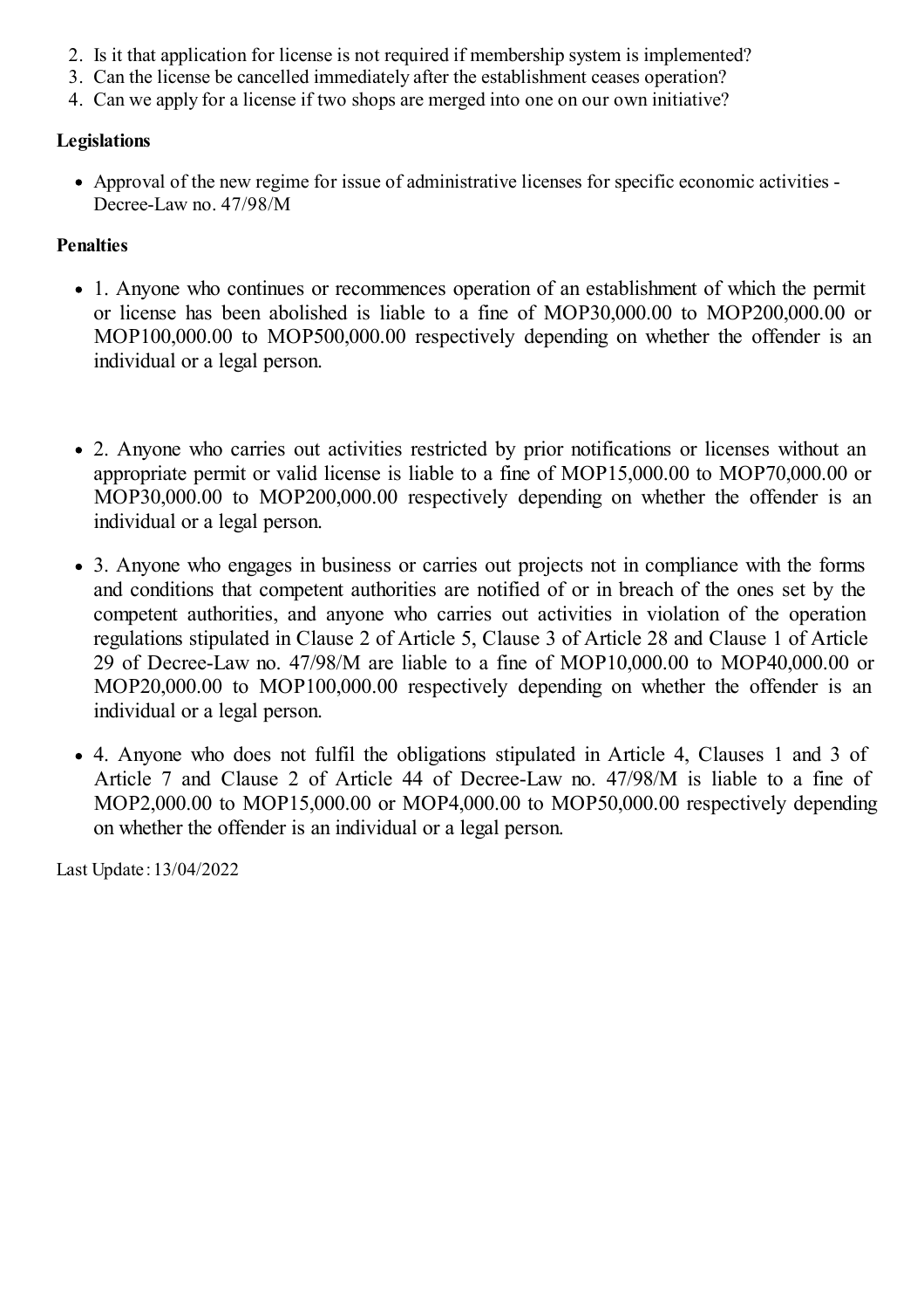2. Is it that application for license is not required if membership system is implemented?
3. Can the license be cancelled immediately after the establishment ceases operation?
4. Can we apply for a license if two shops are merged into one on our own initiative?

**Legislations**

- Approval of the new regime for issue of administrative licenses for specific economic activities - Decree-Law no. 47/98/M

**Penalties**

- 1. Anyone who continues or recommences operation of an establishment of which the permit or license has been abolished is liable to a fine of MOP30,000.00 to MOP200,000.00 or MOP100,000.00 to MOP500,000.00 respectively depending on whether the offender is an individual or a legal person.

- 2. Anyone who carries out activities restricted by prior notifications or licenses without an appropriate permit or valid license is liable to a fine of MOP15,000.00 to MOP70,000.00 or MOP30,000.00 to MOP200,000.00 respectively depending on whether the offender is an individual or a legal person.
- 3. Anyone who engages in business or carries out projects not in compliance with the forms and conditions that competent authorities are notified of or in breach of the ones set by the competent authorities, and anyone who carries out activities in violation of the operation regulations stipulated in Clause 2 of Article 5, Clause 3 of Article 28 and Clause 1 of Article 29 of Decree-Law no. 47/98/M are liable to a fine of MOP10,000.00 to MOP40,000.00 or MOP20,000.00 to MOP100,000.00 respectively depending on whether the offender is an individual or a legal person.
- 4. Anyone who does not fulfil the obligations stipulated in Article 4, Clauses 1 and 3 of Article 7 and Clause 2 of Article 44 of Decree-Law no. 47/98/M is liable to a fine of MOP2,000.00 to MOP15,000.00 or MOP4,000.00 to MOP50,000.00 respectively depending on whether the offender is an individual or a legal person.

Last Update : 13/04/2022